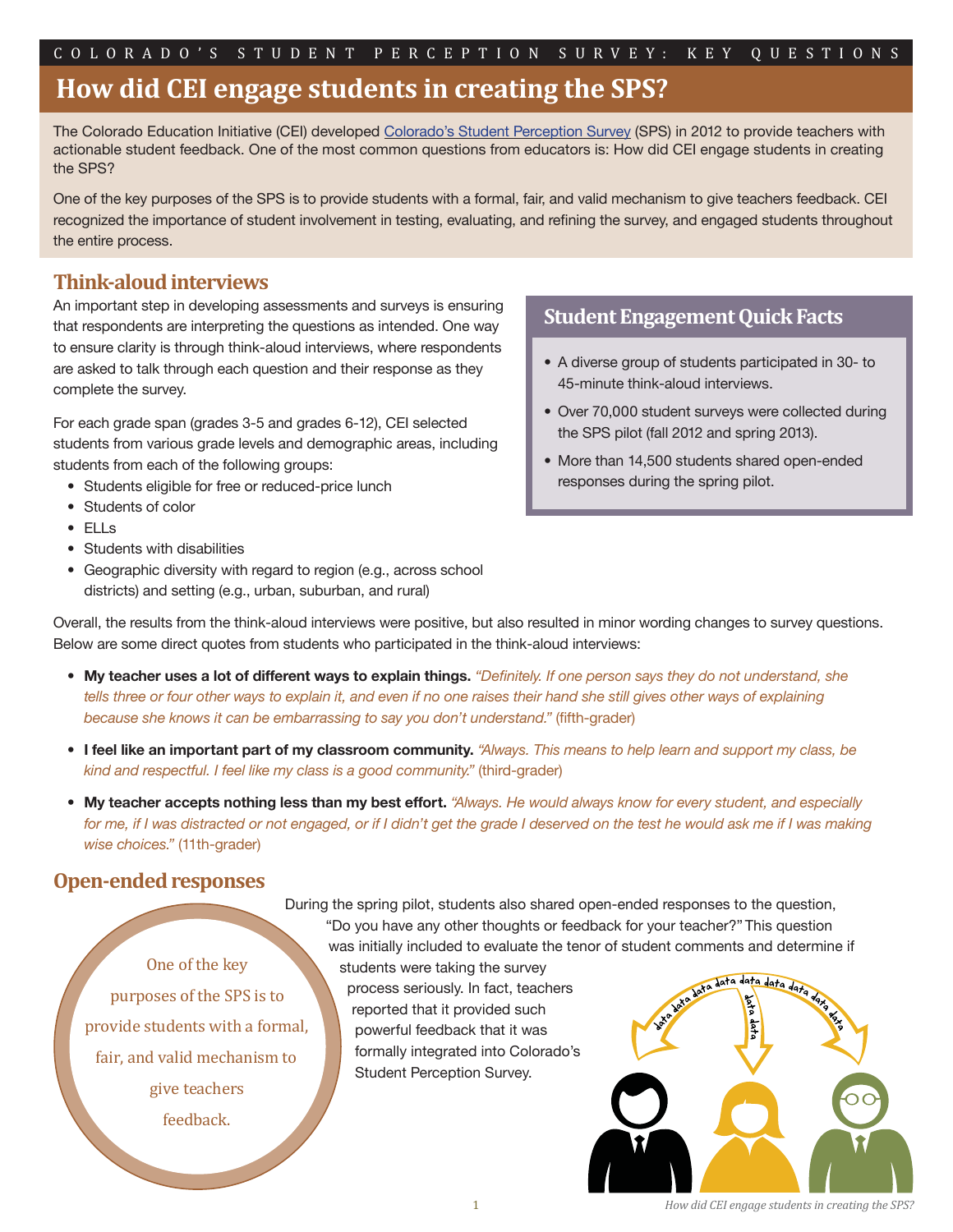COLORADO'S STUDENT PERCEPTION SURVEY: KEY QUESTIONS

# How did CEI engage students in creating the SPS?

The Colorado Education Initiative (CEI) developed Colorado's Student Perception Survey (SPS) in 2012 to provide teachers with actionable student feedback. One of the most common questions from educators is: How did CEI engage students in creating the SPS?

One of the key purposes of the SPS is to provide students with a formal, fair, and valid mechanism to give teachers feedback. CEI recognized the importance of student involvement in testing, evaluating, and refining the survey, and engaged students throughout the entire process.

## Think-aloud interviews

An important step in developing assessments and surveys is ensuring that respondents are interpreting the questions as intended. One way to ensure clarity is through think-aloud interviews, where respondents are asked to talk through each question and their response as they complete the survey.

For each grade span (grades 3-5 and grades 6-12), CEI selected students from various grade levels and demographic areas, including students from each of the following groups:

- Students eligible for free or reduced-price lunch
- Students of color
- ELLs
- Students with disabilities
- Geographic diversity with regard to region (e.g., across school districts) and setting (e.g., urban, suburban, and rural)

### Student Engagement Quick Facts

- A diverse group of students participated in 30- to 45-minute think-aloud interviews.
- Over 70,000 student surveys were collected during the SPS pilot (fall 2012 and spring 2013).
- More than 14,500 students shared open-ended responses during the spring pilot.

Overall, the results from the think-aloud interviews were positive, but also resulted in minor wording changes to survey questions. Below are some direct quotes from students who participated in the think-aloud interviews:

- **My teacher uses a lot of different ways to explain things.** *"Definitely. If one person says they do not understand, she tells three or four other ways to explain it, and even if no one raises their hand she still gives other ways of explaining because she knows it can be embarrassing to say you don't understand."* (fifth-grader)
- **I feel like an important part of my classroom community.** *"Always. This means to help learn and support my class, be kind and respectful. I feel like my class is a good community."* (third-grader)
- **My teacher accepts nothing less than my best effort.** *"Always. He would always know for every student, and especially for me, if I was distracted or not engaged, or if I didn't get the grade I deserved on the test he would ask me if I was making wise choices."* (11th-grader)

## Open-ended responses

During the spring pilot, students also shared open-ended responses to the question, "Do you have any other thoughts or feedback for your teacher?" This question was initially included to evaluate the tenor of student comments and determine if students were taking the survey process seriously. In fact, teachers reported that it provided such powerful feedback that it was formally integrated into Colorado's Student Perception Survey.

One of the key purposes of the SPS is to provide students with a formal, fair, and valid mechanism to give teachers feedback.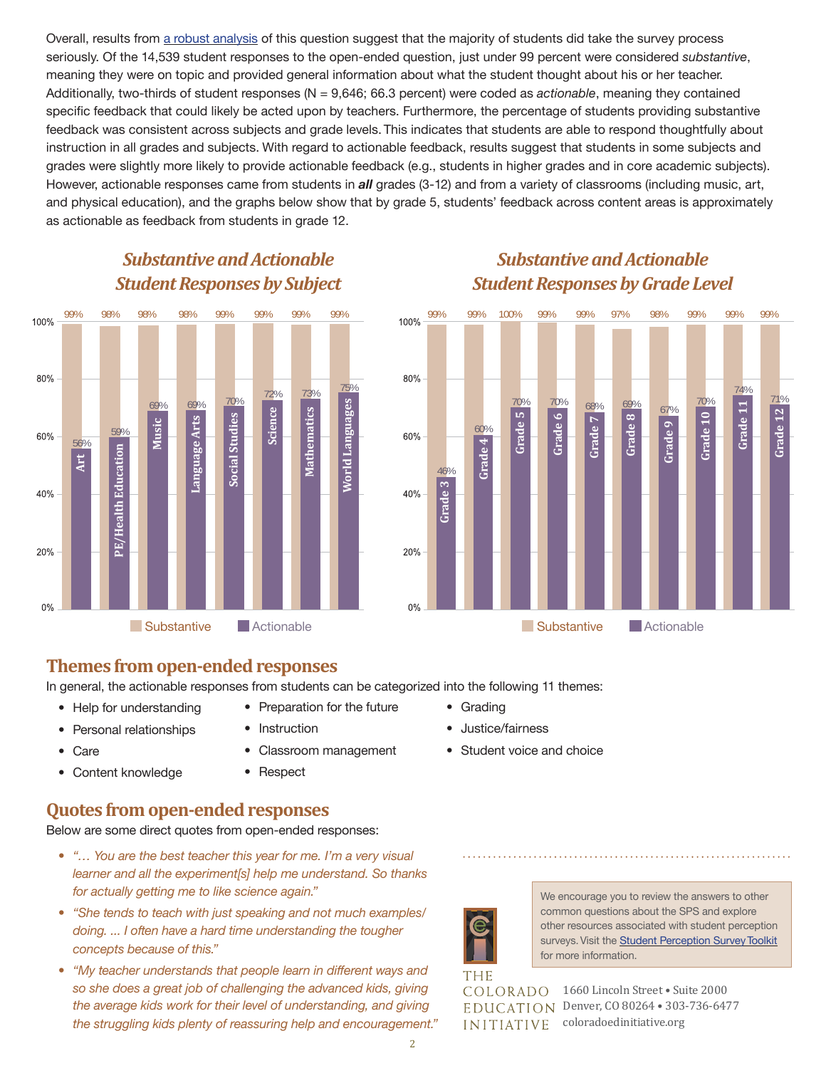Overall, results from a robust analysis of this question suggest that the majority of students did take the survey process seriously. Of the 14,539 student responses to the open-ended question, just under 99 percent were considered *substantive*, meaning they were on topic and provided general information about what the student thought about his or her teacher. Additionally, two-thirds of student responses (N = 9,646; 66.3 percent) were coded as *actionable*, meaning they contained specific feedback that could likely be acted upon by teachers. Furthermore, the percentage of students providing substantive feedback was consistent across subjects and grade levels. This indicates that students are able to respond thoughtfully about instruction in all grades and subjects. With regard to actionable feedback, results suggest that students in some subjects and grades were slightly more likely to provide actionable feedback (e.g., students in higher grades and in core academic subjects). However, actionable responses came from students in ***all*** grades (3-12) and from a variety of classrooms (including music, art, and physical education), and the graphs below show that by grade 5, students' feedback across content areas is approximately as actionable as feedback from students in grade 12.

### *Substantive and Actionable Student Responses by Subject*

100%
80%
60%
40%
20%
0%

Art: 99% / 56%
PE/Health Education: 98% / 59%
Music: 98% / 69%
Language Arts: 98% / 69%
Social Studies: 99% / 70%
Science: 99% / 72%
Mathematics: 99% / 73%
World Languages: 99% / 75%

Substantive  Actionable

### *Substantive and Actionable Student Responses by Grade Level*

100%
80%
60%
40%
20%
0%

Grade 3: 99% / 46%
Grade 4: 99% / 60%
Grade 5: 100% / 70%
Grade 6: 99% / 70%
Grade 7: 99% / 68%
Grade 8: 97% / 69%
Grade 9: 98% / 67%
Grade 10: 99% / 70%
Grade 11: 99% / 74%
Grade 12: 99% / 71%

Substantive  Actionable

## Themes from open-ended responses

In general, the actionable responses from students can be categorized into the following 11 themes:

- Help for understanding
- Personal relationships
- Care
- Content knowledge
- Preparation for the future
- Instruction
- Classroom management
- Respect
- Grading
- Justice/fairness
- Student voice and choice

## Quotes from open-ended responses

Below are some direct quotes from open-ended responses:

- *"… You are the best teacher this year for me. I'm a very visual learner and all the experiment[s] help me understand. So thanks for actually getting me to like science again."*
- *"She tends to teach with just speaking and not much examples/doing. ... I often have a hard time understanding the tougher concepts because of this."*
- *"My teacher understands that people learn in different ways and so she does a great job of challenging the advanced kids, giving the average kids work for their level of understanding, and giving the struggling kids plenty of reassuring help and encouragement."*

We encourage you to review the answers to other common questions about the SPS and explore other resources associated with student perception surveys. Visit the Student Perception Survey Toolkit for more information.

THE COLORADO EDUCATION INITIATIVE
1660 Lincoln Street • Suite 2000
Denver, CO 80264 • 303-736-6477
coloradoedinitiative.org